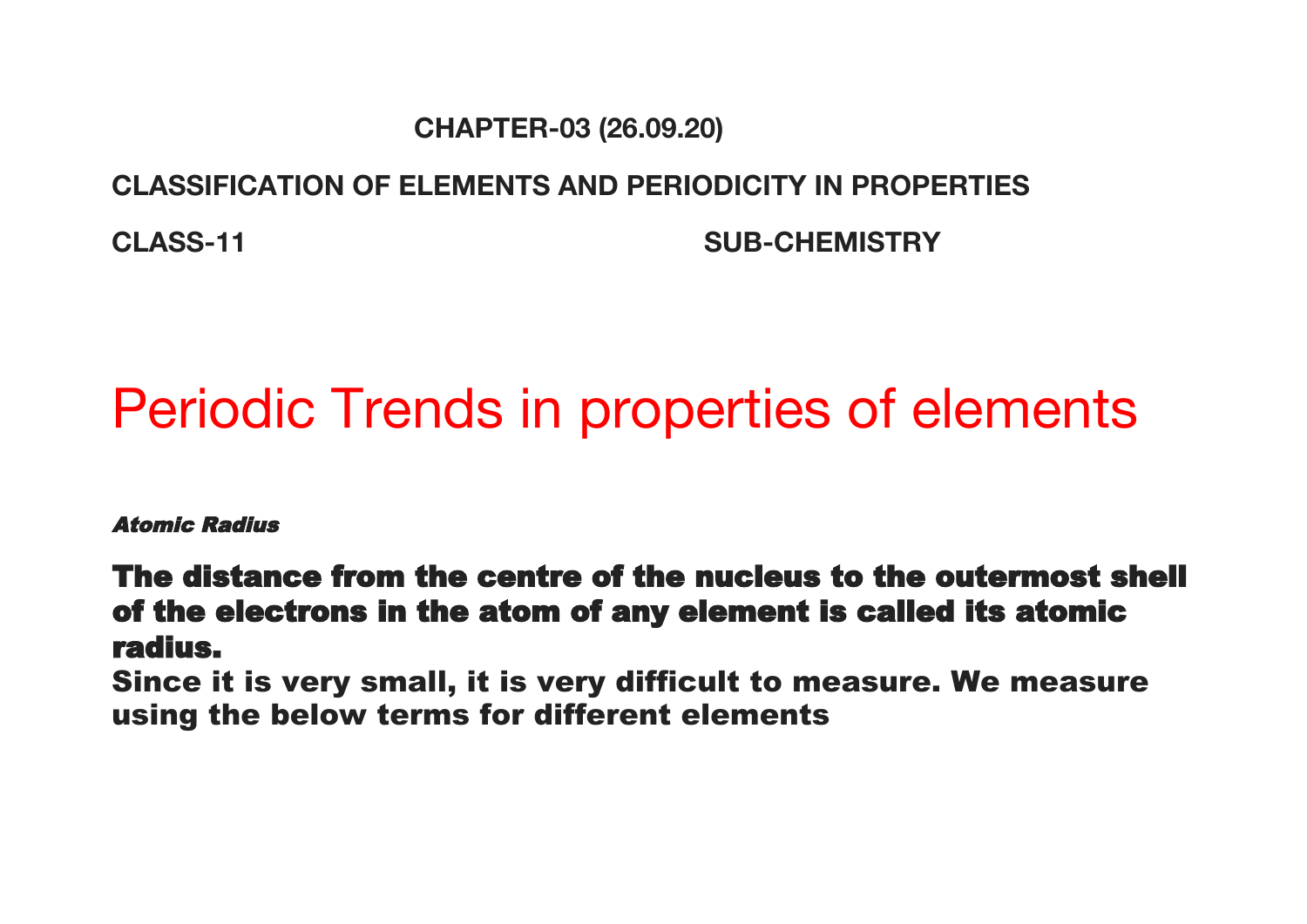**CHAPTER-03 (26.09.20)**

**CLASSIFICATION OF ELEMENTS AND PERIODICITY IN PROPERTIES**

**CLASS-11** **SUB-CHEMISTRY**

# Periodic Trends in properties of elements

***Atomic Radius***

**The distance from the centre of the nucleus to the outermost shell of the electrons in the atom of any element is called its atomic radius.**

**Since it is very small, it is very difficult to measure. We measure using the below terms for different elements**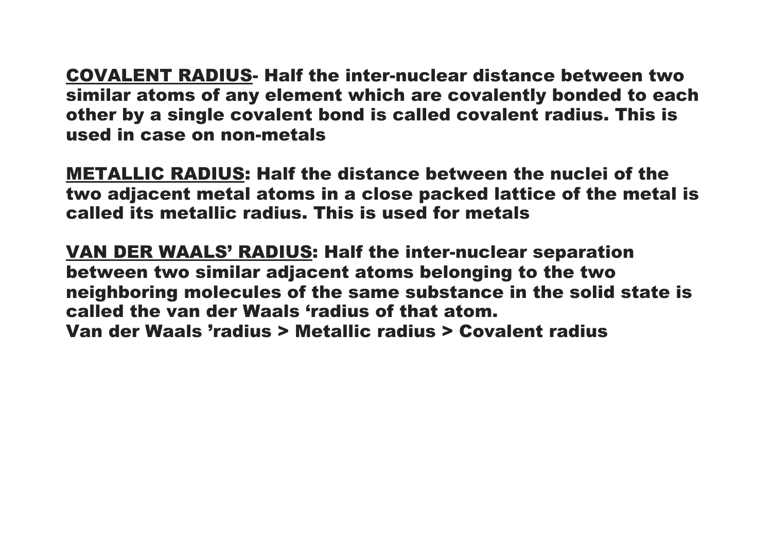**<u>COVALENT RADIUS</u>- Half the inter-nuclear distance between two similar atoms of any element which are covalently bonded to each other by a single covalent bond is called covalent radius. This is used in case on non-metals**

**<u>METALLIC RADIUS</u>: Half the distance between the nuclei of the two adjacent metal atoms in a close packed lattice of the metal is called its metallic radius. This is used for metals**

**<u>VAN DER WAALS' RADIUS</u>: Half the inter-nuclear separation between two similar adjacent atoms belonging to the two neighboring molecules of the same substance in the solid state is called the van der Waals 'radius of that atom.**
**Van der Waals 'radius > Metallic radius > Covalent radius**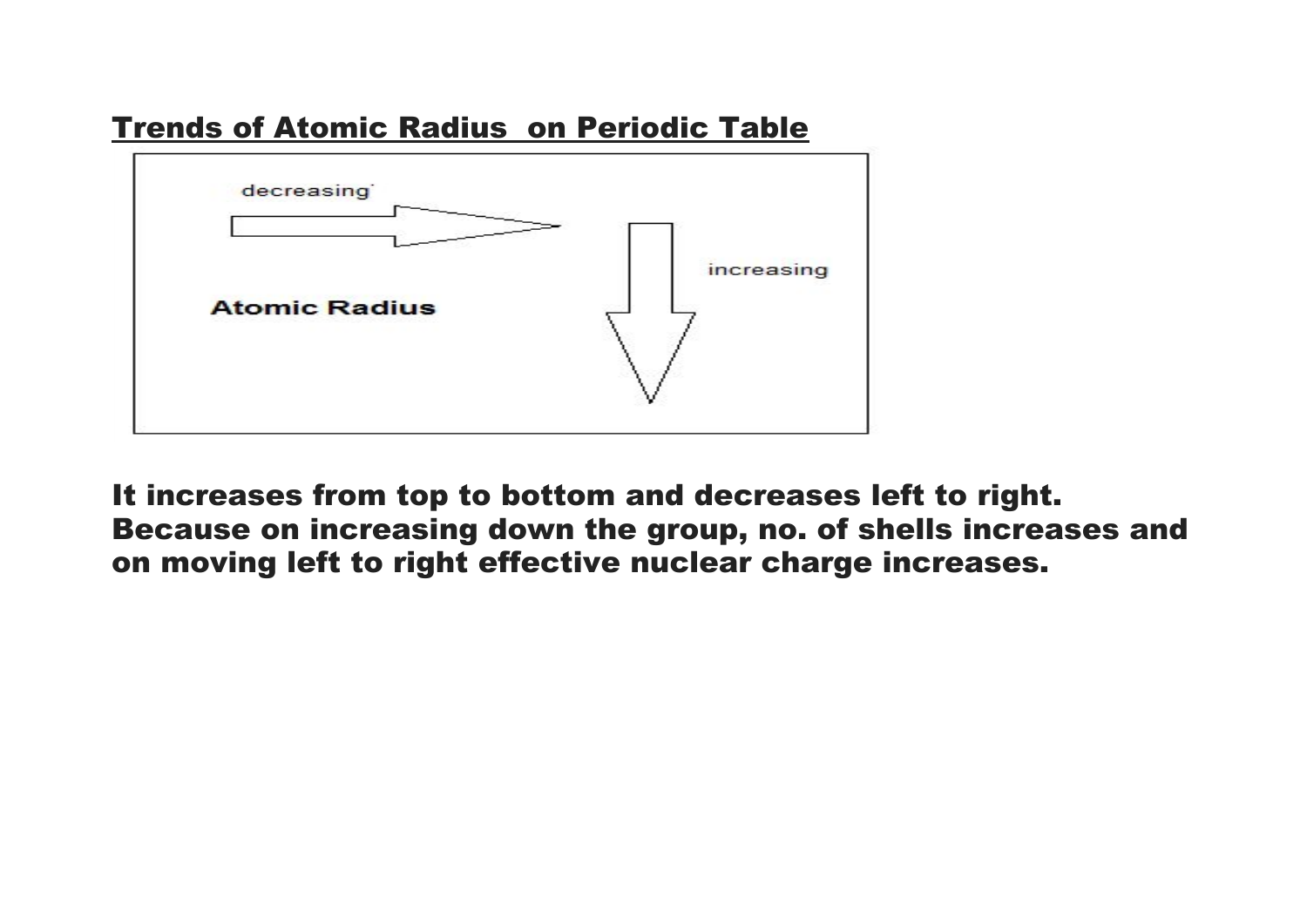## Trends of Atomic Radius on Periodic Table

decreasing

increasing

Atomic Radius

**It increases from top to bottom and decreases left to right. Because on increasing down the group, no. of shells increases and on moving left to right effective nuclear charge increases.**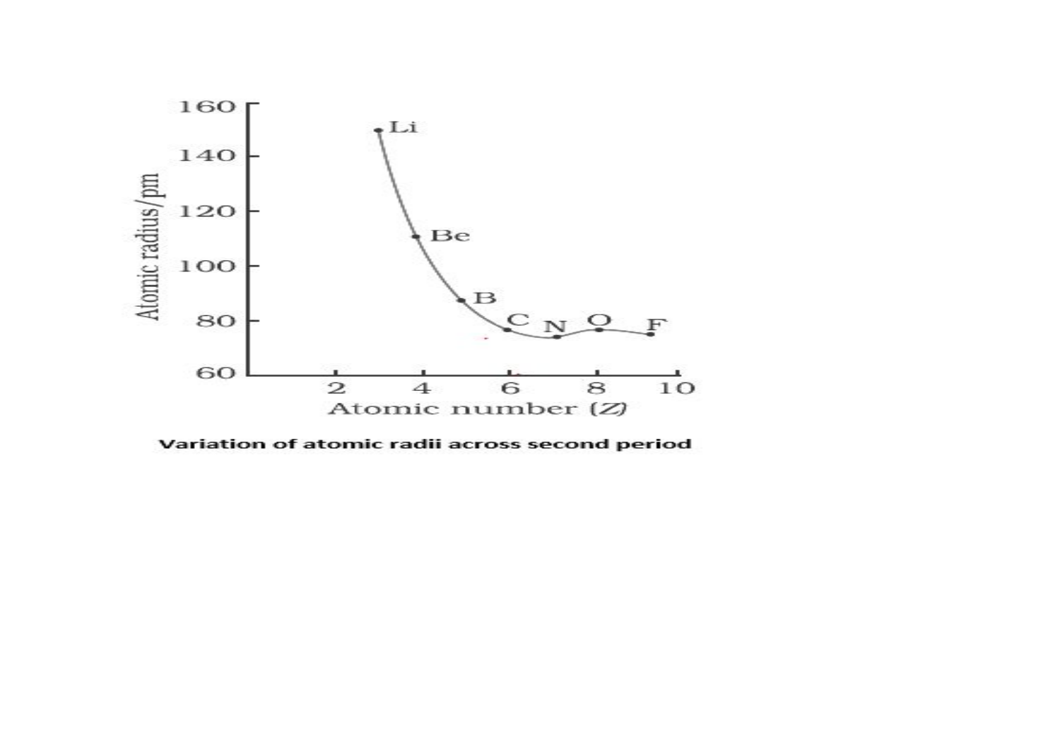Variation of atomic radii across second period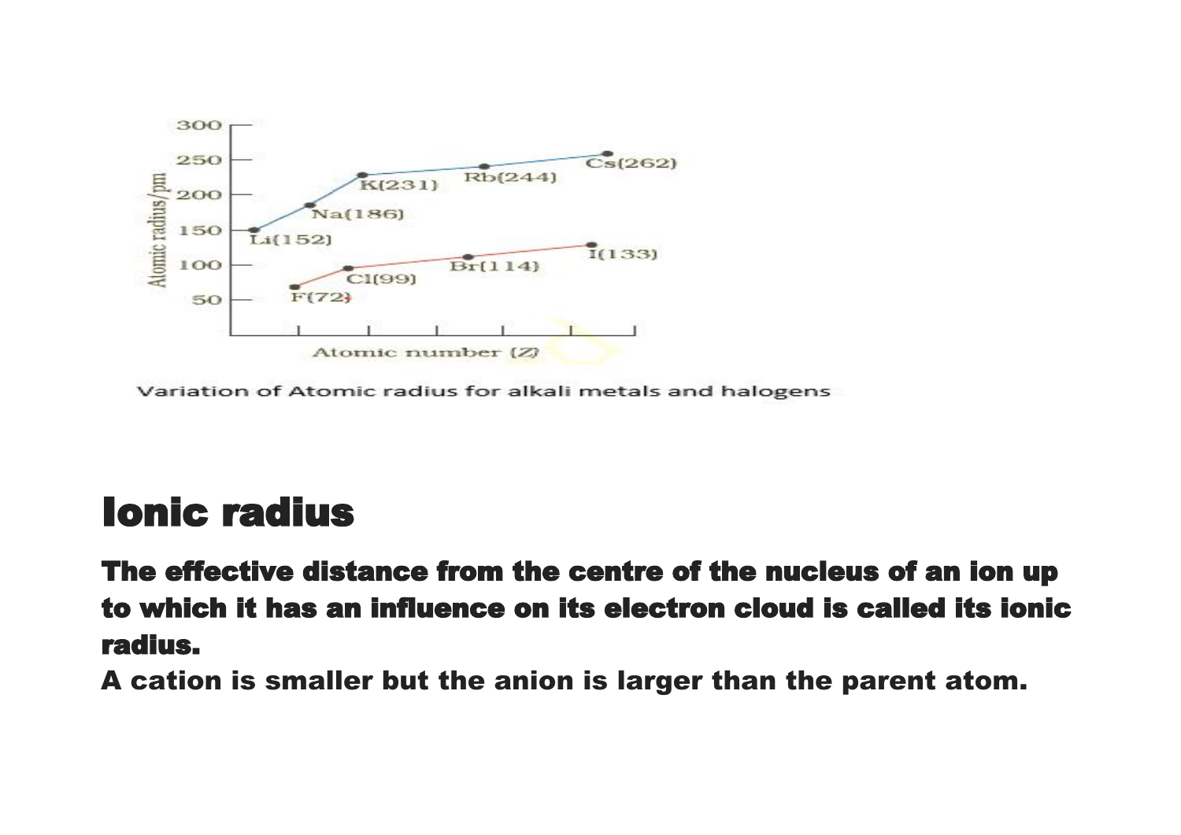Variation of Atomic radius for alkali metals and halogens

# Ionic radius

**The effective distance from the centre of the nucleus of an ion up to which it has an influence on its electron cloud is called its ionic radius.**

**A cation is smaller but the anion is larger than the parent atom.**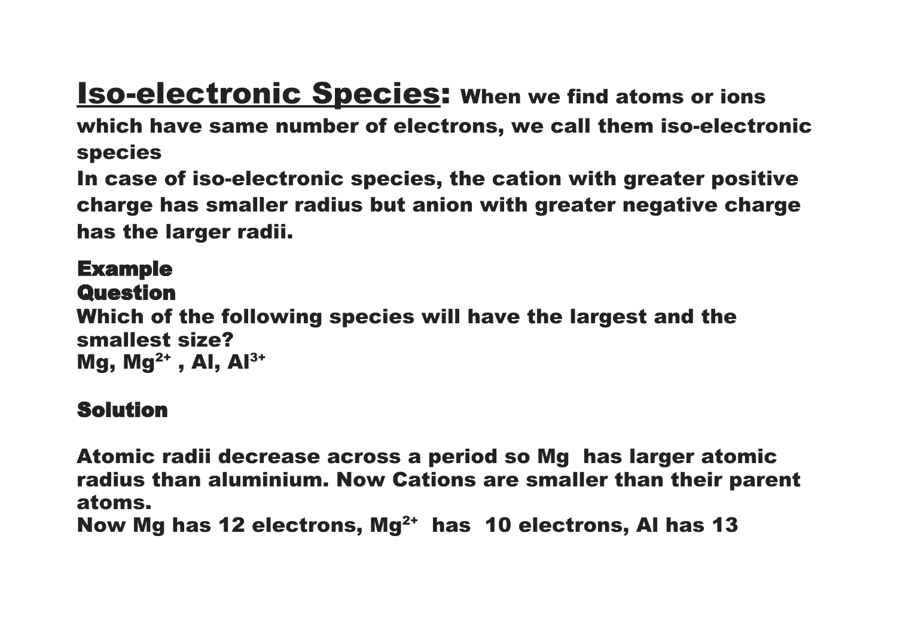## Iso-electronic Species: **When we find atoms or ions which have same number of electrons, we call them iso-electronic species**

**In case of iso-electronic species, the cation with greater positive charge has smaller radius but anion with greater negative charge has the larger radii.**

### Example

### Question

**Which of the following species will have the largest and the smallest size?**
**Mg, $Mg^{2+}$ , Al, $Al^{3+}$**

### Solution

**Atomic radii decrease across a period so Mg has larger atomic radius than aluminium. Now Cations are smaller than their parent atoms.**
**Now Mg has 12 electrons, $Mg^{2+}$ has 10 electrons, Al has 13**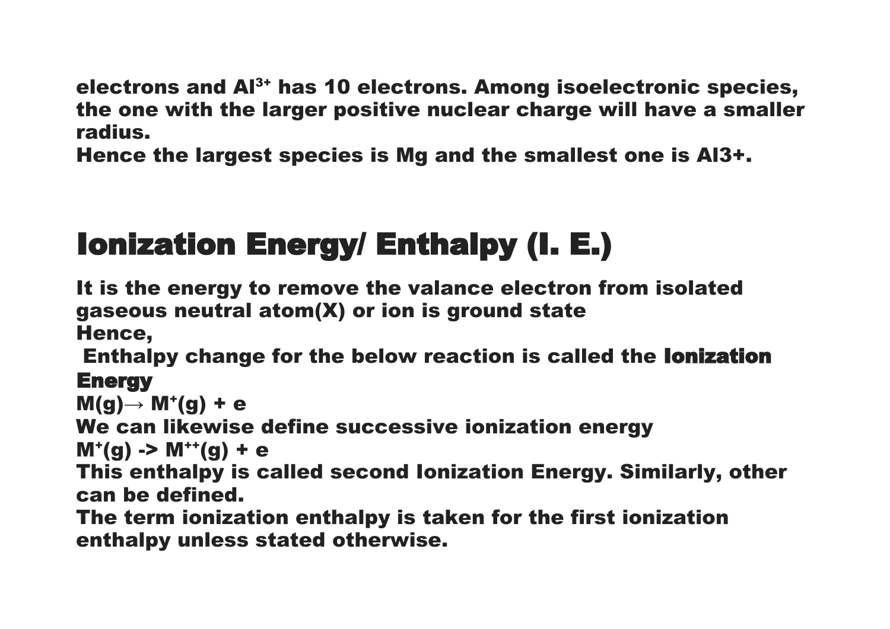**electrons and $Al^{3+}$ has 10 electrons. Among isoelectronic species, the one with the larger positive nuclear charge will have a smaller radius.**
**Hence the largest species is Mg and the smallest one is Al3+.**

# Ionization Energy/ Enthalpy (I. E.)

**It is the energy to remove the valance electron from isolated gaseous neutral atom(X) or ion is ground state**
**Hence,**
**Enthalpy change for the below reaction is called the Ionization Energy**
**$M(g) \rightarrow M^{+}(g) + e$**
**We can likewise define successive ionization energy**
**$M^{+}(g) \rightarrow M^{++}(g) + e$**
**This enthalpy is called second Ionization Energy. Similarly, other can be defined.**
**The term ionization enthalpy is taken for the first ionization enthalpy unless stated otherwise.**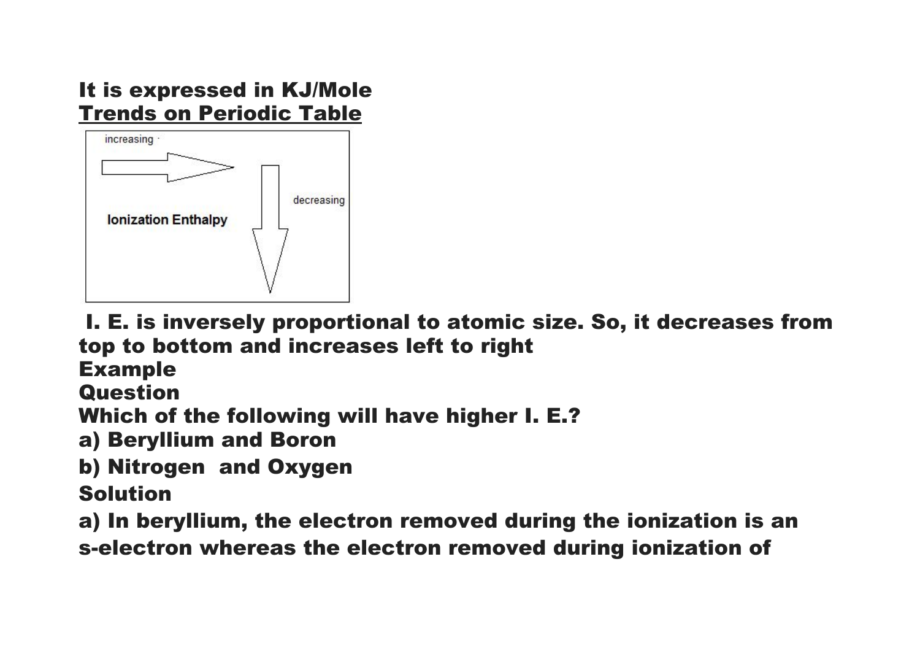**It is expressed in KJ/Mole**

**<u>Trends on Periodic Table</u>**

increasing

decreasing

Ionization Enthalpy

**I. E. is inversely proportional to atomic size. So, it decreases from top to bottom and increases left to right**

**Example**

**Question**

**Which of the following will have higher I. E.?**

**a) Beryllium and Boron**

**b) Nitrogen and Oxygen**

**Solution**

**a) In beryllium, the electron removed during the ionization is an s-electron whereas the electron removed during ionization of**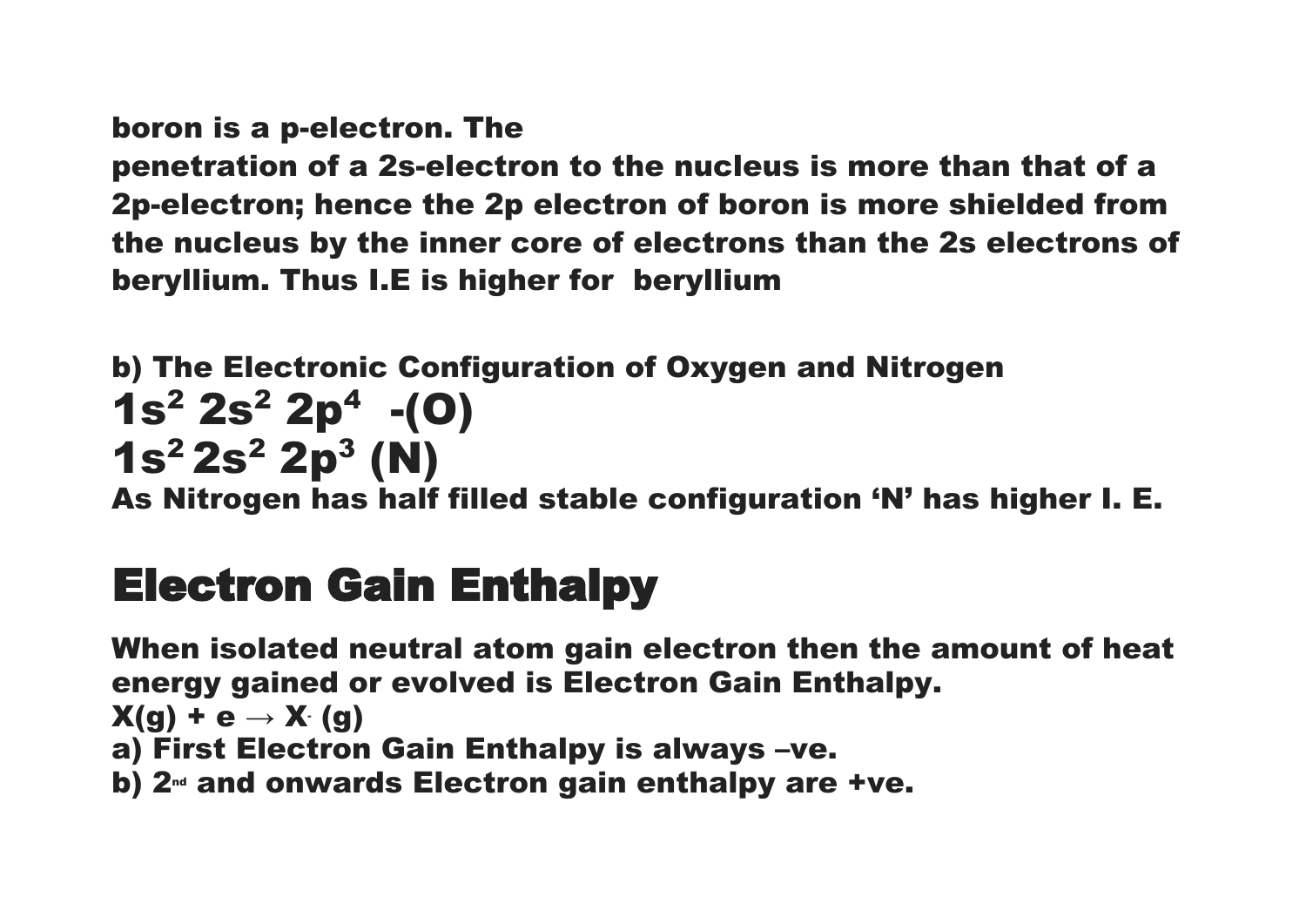**boron is a p-electron. The penetration of a 2s-electron to the nucleus is more than that of a 2p-electron; hence the 2p electron of boron is more shielded from the nucleus by the inner core of electrons than the 2s electrons of beryllium. Thus I.E is higher for beryllium**

**b) The Electronic Configuration of Oxygen and Nitrogen**

$1s^2\ 2s^2\ 2p^4$ -(O)

$1s^2\ 2s^2\ 2p^3$ (N)

**As Nitrogen has half filled stable configuration 'N' has higher I. E.**

## Electron Gain Enthalpy

**When isolated neutral atom gain electron then the amount of heat energy gained or evolved is Electron Gain Enthalpy.**

$X(g) + e \rightarrow X^{-}(g)$

**a) First Electron Gain Enthalpy is always –ve.**

**b) 2nd and onwards Electron gain enthalpy are +ve.**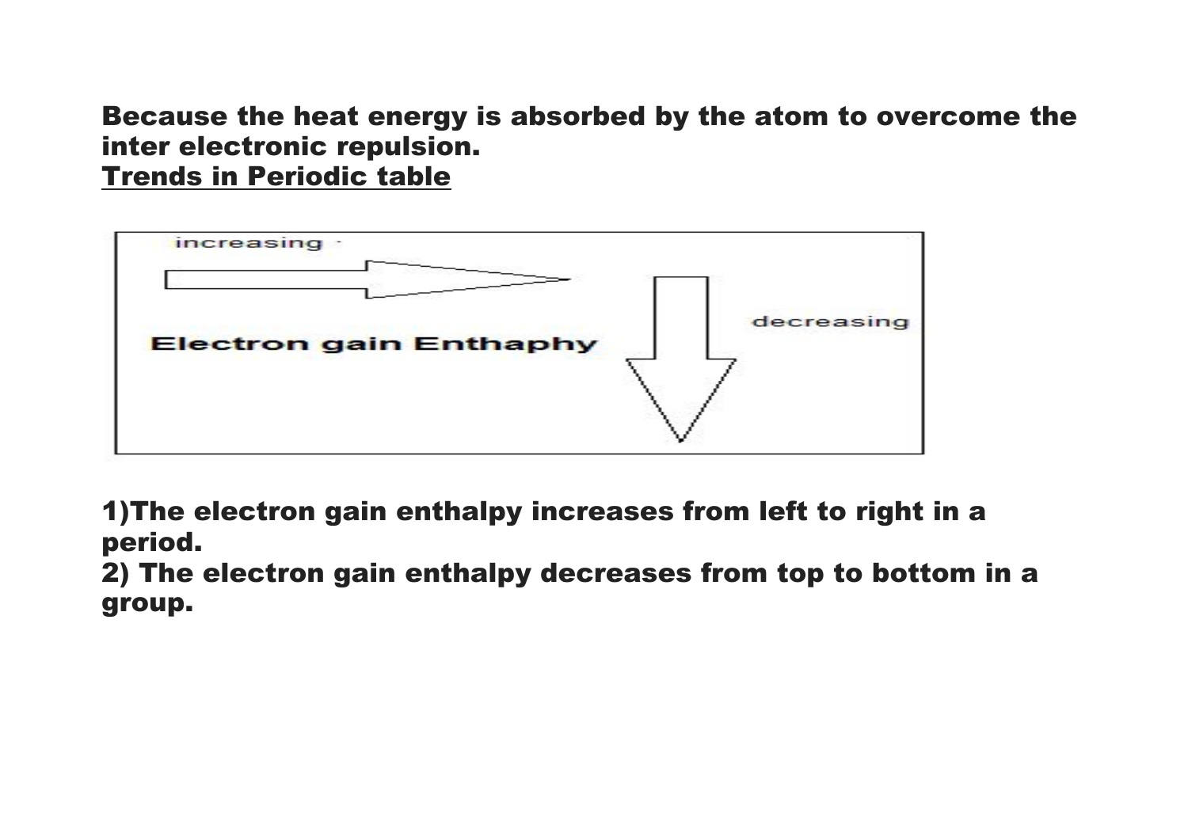**Because the heat energy is absorbed by the atom to overcome the inter electronic repulsion.**

**<u>Trends in Periodic table</u>**

increasing

Electron gain Enthaphy

decreasing

**1)The electron gain enthalpy increases from left to right in a period.**

**2) The electron gain enthalpy decreases from top to bottom in a group.**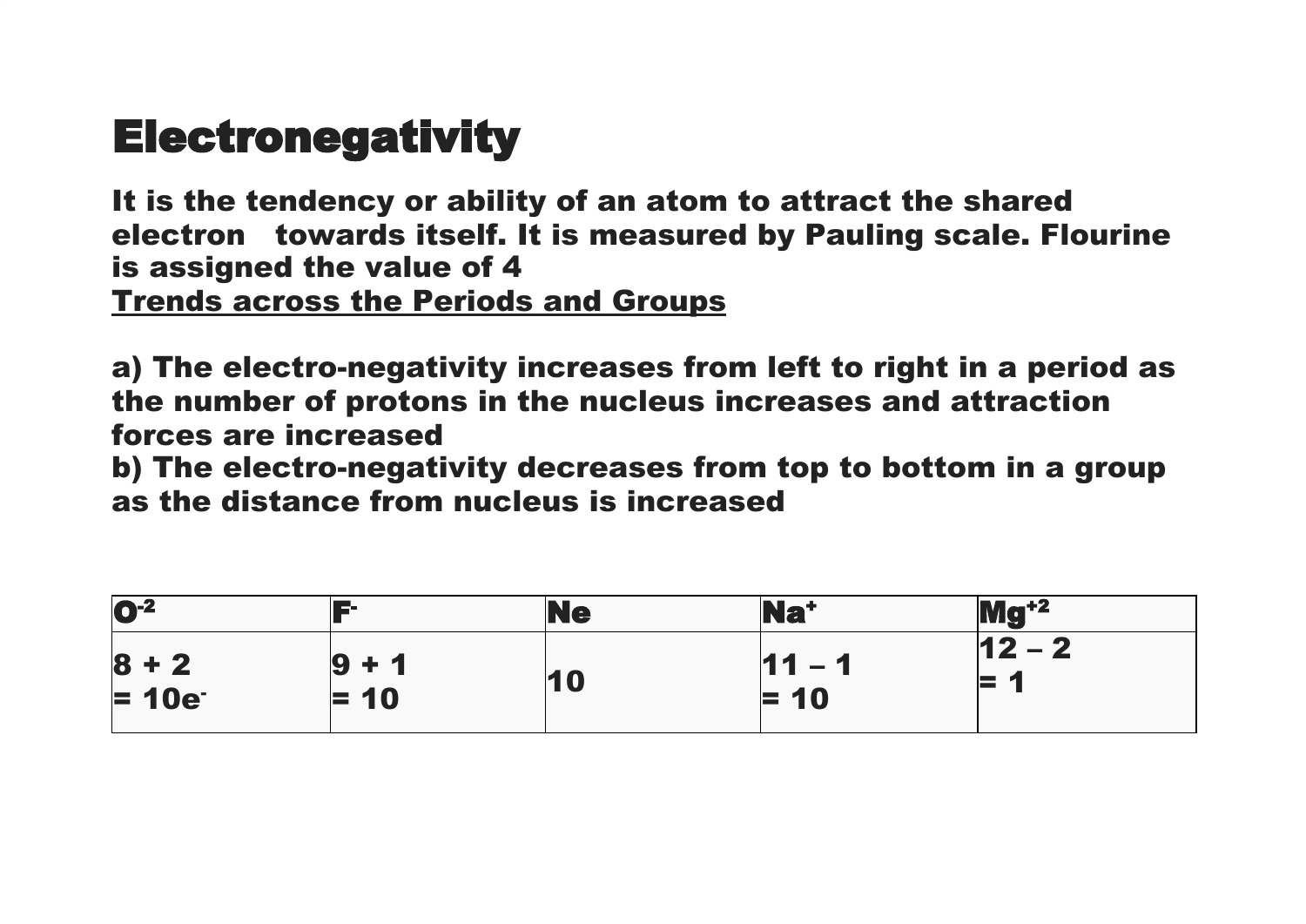# Electronegativity

**It is the tendency or ability of an atom to attract the shared electron towards itself. It is measured by Pauling scale. Flourine is assigned the value of 4**

**<u>Trends across the Periods and Groups</u>**

**a) The electro-negativity increases from left to right in a period as the number of protons in the nucleus increases and attraction forces are increased**

**b) The electro-negativity decreases from top to bottom in a group as the distance from nucleus is increased**

| $O^{-2}$ | $F^{-}$ | Ne | $Na^{+}$ | $Mg^{+2}$ |
|---|---|---|---|---|
| 8 + 2 = $10e^{-}$ | 9 + 1 = 10 | 10 | 11 – 1 = 10 | 12 – 2 = 1 |